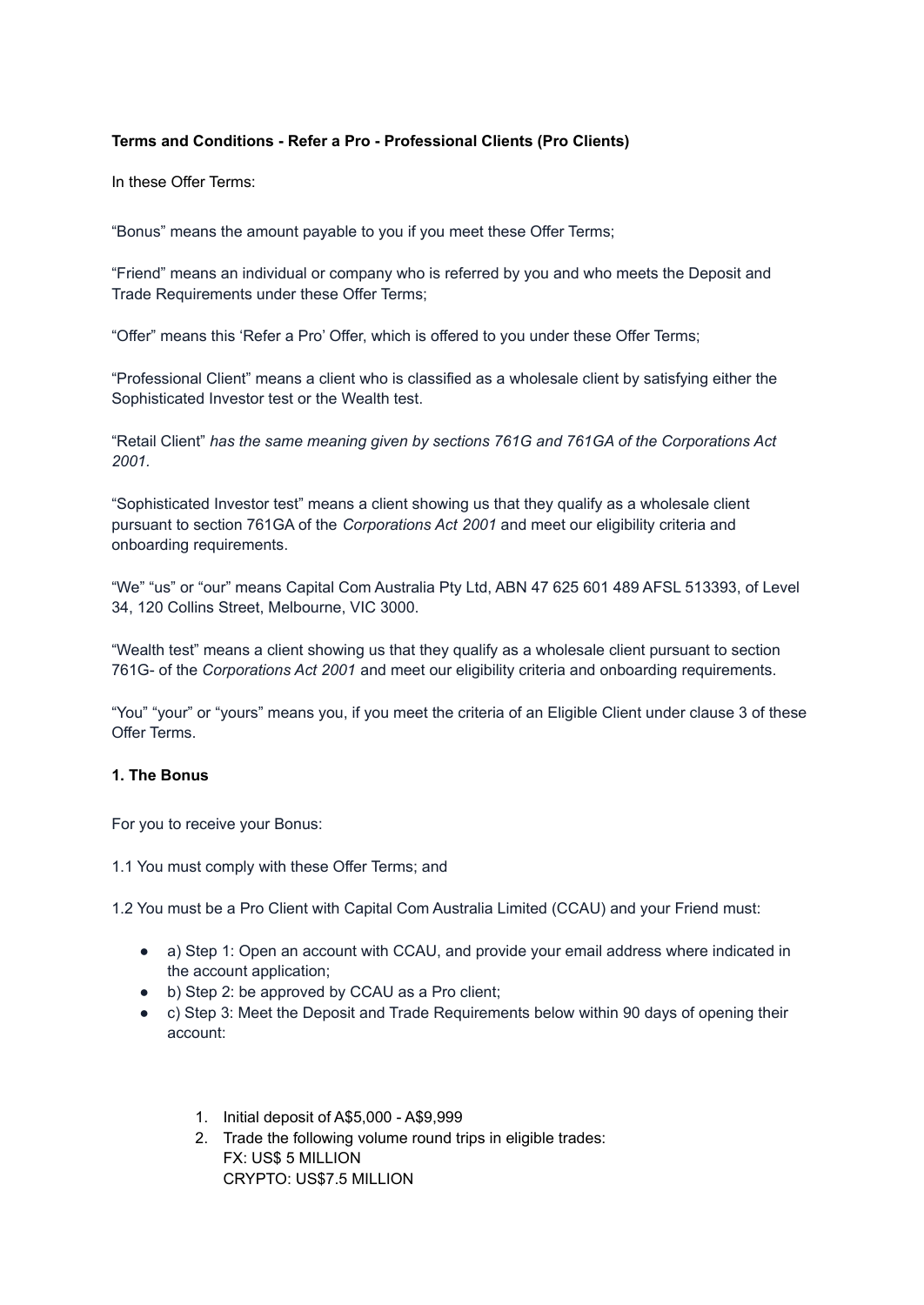**Terms and Conditions - Refer a Pro - Professional Clients (Pro Clients)**

In these Offer Terms:

"Bonus" means the amount payable to you if you meet these Offer Terms;

"Friend" means an individual or company who is referred by you and who meets the Deposit and Trade Requirements under these Offer Terms;

"Offer" means this 'Refer a Pro' Offer, which is offered to you under these Offer Terms;

"Professional Client" means a client who is classified as a wholesale client by satisfying either the Sophisticated Investor test or the Wealth test.

"Retail Client" *has the same meaning given by sections 761G and 761GA of the Corporations Act 2001.*

"Sophisticated Investor test" means a client showing us that they qualify as a wholesale client pursuant to section 761GA of the *Corporations Act 2001* and meet our eligibility criteria and onboarding requirements.

"We" "us" or "our" means Capital Com Australia Pty Ltd, ABN 47 625 601 489 AFSL 513393, of Level 34, 120 Collins Street, Melbourne, VIC 3000.

"Wealth test" means a client showing us that they qualify as a wholesale client pursuant to section 761G- of the *Corporations Act 2001* and meet our eligibility criteria and onboarding requirements.

"You" "your" or "yours" means you, if you meet the criteria of an Eligible Client under clause 3 of these Offer Terms.

**1. The Bonus**

For you to receive your Bonus:

1.1 You must comply with these Offer Terms; and

1.2 You must be a Pro Client with Capital Com Australia Limited (CCAU) and your Friend must:

- a) Step 1: Open an account with CCAU, and provide your email address where indicated in the account application;
- b) Step 2: be approved by CCAU as a Pro client;
- c) Step 3: Meet the Deposit and Trade Requirements below within 90 days of opening their account:

    1. Initial deposit of A$5,000 - A$9,999
    2. Trade the following volume round trips in eligible trades:
       FX: US$ 5 MILLION
       CRYPTO: US$7.5 MILLION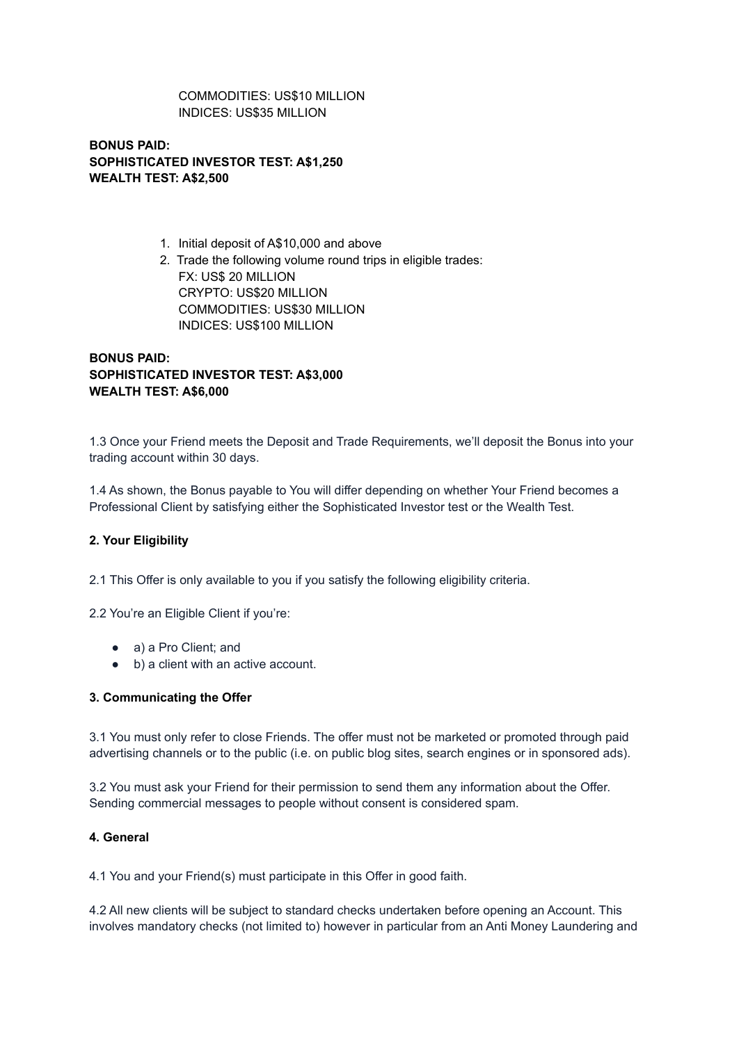COMMODITIES: US$10 MILLION
INDICES: US$35 MILLION

**BONUS PAID:**
**SOPHISTICATED INVESTOR TEST: A$1,250**
**WEALTH TEST: A$2,500**

1. Initial deposit of A$10,000 and above
2. Trade the following volume round trips in eligible trades:
   FX: US$ 20 MILLION
   CRYPTO: US$20 MILLION
   COMMODITIES: US$30 MILLION
   INDICES: US$100 MILLION

**BONUS PAID:**
**SOPHISTICATED INVESTOR TEST: A$3,000**
**WEALTH TEST: A$6,000**

1.3 Once your Friend meets the Deposit and Trade Requirements, we'll deposit the Bonus into your trading account within 30 days.

1.4 As shown, the Bonus payable to You will differ depending on whether Your Friend becomes a Professional Client by satisfying either the Sophisticated Investor test or the Wealth Test.

**2. Your Eligibility**

2.1 This Offer is only available to you if you satisfy the following eligibility criteria.

2.2 You're an Eligible Client if you're:

- a) a Pro Client; and
- b) a client with an active account.

**3. Communicating the Offer**

3.1 You must only refer to close Friends. The offer must not be marketed or promoted through paid advertising channels or to the public (i.e. on public blog sites, search engines or in sponsored ads).

3.2 You must ask your Friend for their permission to send them any information about the Offer. Sending commercial messages to people without consent is considered spam.

**4. General**

4.1 You and your Friend(s) must participate in this Offer in good faith.

4.2 All new clients will be subject to standard checks undertaken before opening an Account. This involves mandatory checks (not limited to) however in particular from an Anti Money Laundering and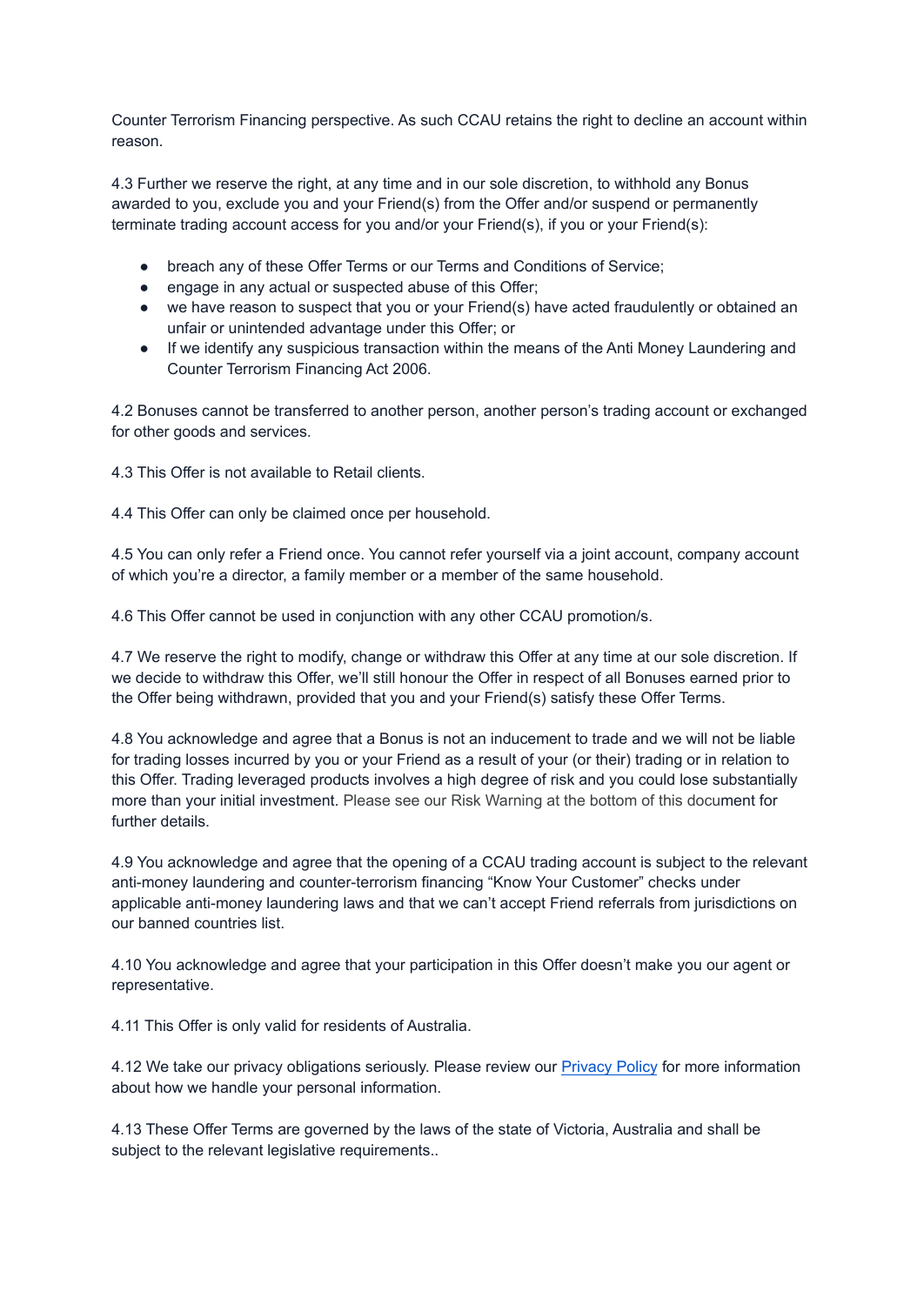Counter Terrorism Financing perspective. As such CCAU retains the right to decline an account within reason.

4.3 Further we reserve the right, at any time and in our sole discretion, to withhold any Bonus awarded to you, exclude you and your Friend(s) from the Offer and/or suspend or permanently terminate trading account access for you and/or your Friend(s), if you or your Friend(s):

- breach any of these Offer Terms or our Terms and Conditions of Service;
- engage in any actual or suspected abuse of this Offer;
- we have reason to suspect that you or your Friend(s) have acted fraudulently or obtained an unfair or unintended advantage under this Offer; or
- If we identify any suspicious transaction within the means of the Anti Money Laundering and Counter Terrorism Financing Act 2006.

4.2 Bonuses cannot be transferred to another person, another person's trading account or exchanged for other goods and services.

4.3 This Offer is not available to Retail clients.

4.4 This Offer can only be claimed once per household.

4.5 You can only refer a Friend once. You cannot refer yourself via a joint account, company account of which you're a director, a family member or a member of the same household.

4.6 This Offer cannot be used in conjunction with any other CCAU promotion/s.

4.7 We reserve the right to modify, change or withdraw this Offer at any time at our sole discretion. If we decide to withdraw this Offer, we'll still honour the Offer in respect of all Bonuses earned prior to the Offer being withdrawn, provided that you and your Friend(s) satisfy these Offer Terms.

4.8 You acknowledge and agree that a Bonus is not an inducement to trade and we will not be liable for trading losses incurred by you or your Friend as a result of your (or their) trading or in relation to this Offer. Trading leveraged products involves a high degree of risk and you could lose substantially more than your initial investment. Please see our Risk Warning at the bottom of this document for further details.

4.9 You acknowledge and agree that the opening of a CCAU trading account is subject to the relevant anti-money laundering and counter-terrorism financing "Know Your Customer" checks under applicable anti-money laundering laws and that we can't accept Friend referrals from jurisdictions on our banned countries list.

4.10 You acknowledge and agree that your participation in this Offer doesn't make you our agent or representative.

4.11 This Offer is only valid for residents of Australia.

4.12 We take our privacy obligations seriously. Please review our [Privacy Policy] for more information about how we handle your personal information.

4.13 These Offer Terms are governed by the laws of the state of Victoria, Australia and shall be subject to the relevant legislative requirements..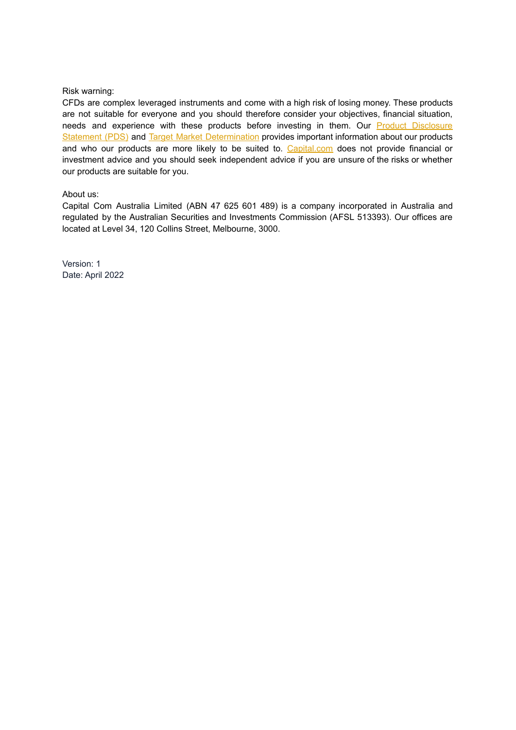Risk warning:

CFDs are complex leveraged instruments and come with a high risk of losing money. These products are not suitable for everyone and you should therefore consider your objectives, financial situation, needs and experience with these products before investing in them. Our Product Disclosure Statement (PDS) and Target Market Determination provides important information about our products and who our products are more likely to be suited to. Capital.com does not provide financial or investment advice and you should seek independent advice if you are unsure of the risks or whether our products are suitable for you.

About us:

Capital Com Australia Limited (ABN 47 625 601 489) is a company incorporated in Australia and regulated by the Australian Securities and Investments Commission (AFSL 513393). Our offices are located at Level 34, 120 Collins Street, Melbourne, 3000.

Version: 1

Date: April 2022